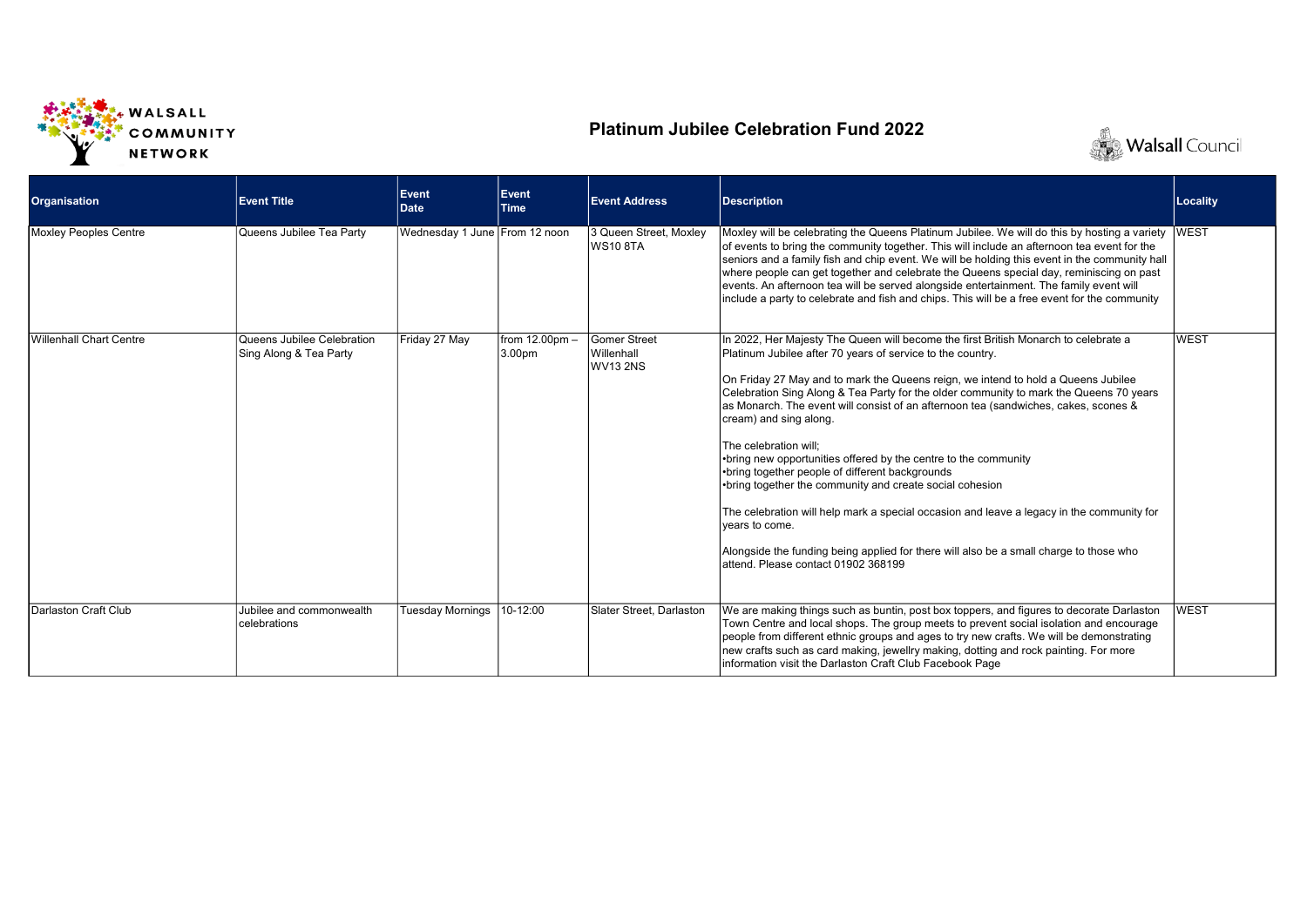# Platinum Jubilee Celebration Fund 2022

| Organisation | Event Title | Event Date | Event Time | Event Address | Description | Locality |
|---|---|---|---|---|---|---|
| Moxley Peoples Centre | Queens Jubilee Tea Party | Wednesday 1 June | From 12 noon | 3 Queen Street, Moxley WS10 8TA | Moxley will be celebrating the Queens Platinum Jubilee. We will do this by hosting a variety of events to bring the community together. This will include an afternoon tea event for the seniors and a family fish and chip event. We will be holding this event in the community hall where people can get together and celebrate the Queens special day, reminiscing on past events. An afternoon tea will be served alongside entertainment. The family event will include a party to celebrate and fish and chips. This will be a free event for the community | WEST |
| Willenhall Chart Centre | Queens Jubilee Celebration Sing Along & Tea Party | Friday 27 May | from 12.00pm – 3.00pm | Gomer Street Willenhall WV13 2NS | In 2022, Her Majesty The Queen will become the first British Monarch to celebrate a Platinum Jubilee after 70 years of service to the country.<br><br>On Friday 27 May and to mark the Queens reign, we intend to hold a Queens Jubilee Celebration Sing Along & Tea Party for the older community to mark the Queens 70 years as Monarch. The event will consist of an afternoon tea (sandwiches, cakes, scones & cream) and sing along.<br><br>The celebration will;<br>•bring new opportunities offered by the centre to the community<br>•bring together people of different backgrounds<br>•bring together the community and create social cohesion<br><br>The celebration will help mark a special occasion and leave a legacy in the community for years to come.<br><br>Alongside the funding being applied for there will also be a small charge to those who attend. Please contact 01902 368199 | WEST |
| Darlaston Craft Club | Jubilee and commonwealth celebrations | Tuesday Mornings | 10-12:00 | Slater Street, Darlaston | We are making things such as buntin, post box toppers, and figures to decorate Darlaston Town Centre and local shops. The group meets to prevent social isolation and encourage people from different ethnic groups and ages to try new crafts. We will be demonstrating new crafts such as card making, jewellry making, dotting and rock painting. For more information visit the Darlaston Craft Club Facebook Page | WEST |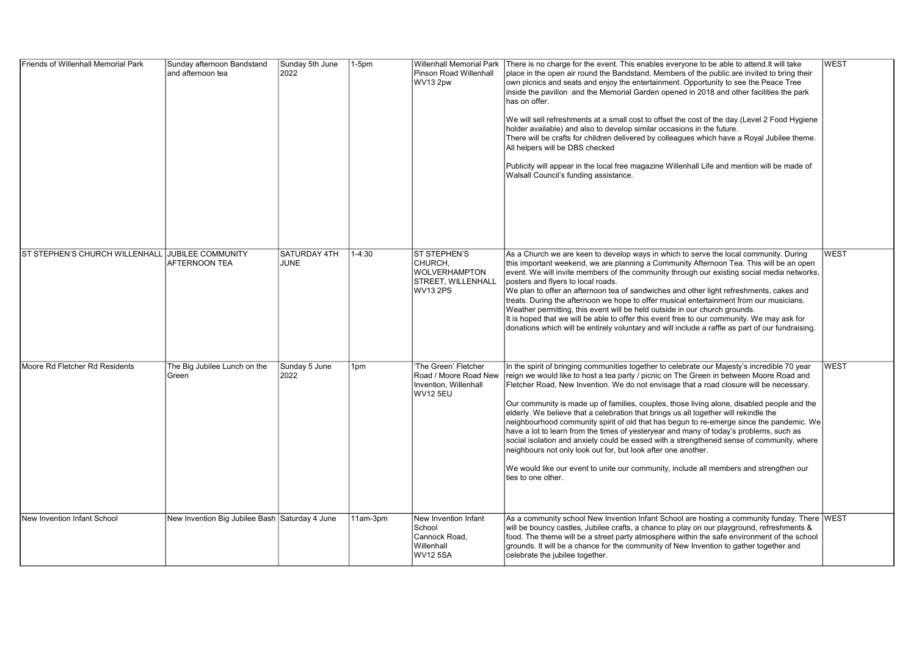| | | | | | | |
|---|---|---|---|---|---|---|
| Friends of Willenhall Memorial Park | Sunday afternoon Bandstand and afternoon tea | Sunday 5th June 2022 | 1-5pm | Willenhall Memorial Park Pinson Road Willenhall WV13 2pw | There is no charge for the event. This enables everyone to be able to attend.It will take place in the open air round the Bandstand. Members of the public are invited to bring their own picnics and seats and enjoy the entertainment. Opportunity to see the Peace Tree inside the pavilion and the Memorial Garden opened in 2018 and other facilities the park has on offer.<br><br>We will sell refreshments at a small cost to offset the cost of the day.(Level 2 Food Hygiene holder available) and also to develop similar occasions in the future.<br>There will be crafts for children delivered by colleagues which have a Royal Jubilee theme.<br>All helpers will be DBS checked<br><br>Publicity will appear in the local free magazine Willenhall Life and mention will be made of Walsall Council's funding assistance. | WEST |
| ST STEPHEN'S CHURCH WILLENHALL | JUBILEE COMMUNITY AFTERNOON TEA | SATURDAY 4TH JUNE | 1-4:30 | ST STEPHEN'S CHURCH, WOLVERHAMPTON STREET, WILLENHALL WV13 2PS | As a Church we are keen to develop ways in which to serve the local community. During this important weekend, we are planning a Community Afternoon Tea. This will be an open event. We will invite members of the community through our existing social media networks, posters and flyers to local roads.<br>We plan to offer an afternoon tea of sandwiches and other light refreshments, cakes and treats. During the afternoon we hope to offer musical entertainment from our musicians.<br>Weather permitting, this event will be held outside in our church grounds.<br>It is hoped that we will be able to offer this event free to our community. We may ask for donations which will be entirely voluntary and will include a raffle as part of our fundraising. | WEST |
| Moore Rd Fletcher Rd Residents | The Big Jubilee Lunch on the Green | Sunday 5 June 2022 | 1pm | 'The Green' Fletcher Road / Moore Road New Invention, Willenhall WV12 5EU | In the spirit of bringing communities together to celebrate our Majesty's incredible 70 year reign we would like to host a tea party / picnic on The Green in between Moore Road and Fletcher Road, New Invention. We do not envisage that a road closure will be necessary.<br><br>Our community is made up of families, couples, those living alone, disabled people and the elderly. We believe that a celebration that brings us all together will rekindle the neighbourhood community spirit of old that has begun to re-emerge since the pandemic. We have a lot to learn from the times of yesteryear and many of today's problems, such as social isolation and anxiety could be eased with a strengthened sense of community, where neighbours not only look out for, but look after one another.<br><br>We would like our event to unite our community, include all members and strengthen our ties to one other. | WEST |
| New Invention Infant School | New Invention Big Jubilee Bash | Saturday 4 June | 11am-3pm | New Invention Infant School Cannock Road, Willenhall WV12 5SA | As a community school New Invention Infant School are hosting a community funday. There will be bouncy castles, Jubilee crafts, a chance to play on our playground, refreshments & food. The theme will be a street party atmosphere within the safe environment of the school grounds. It will be a chance for the community of New Invention to gather together and celebrate the jubilee together. | WEST |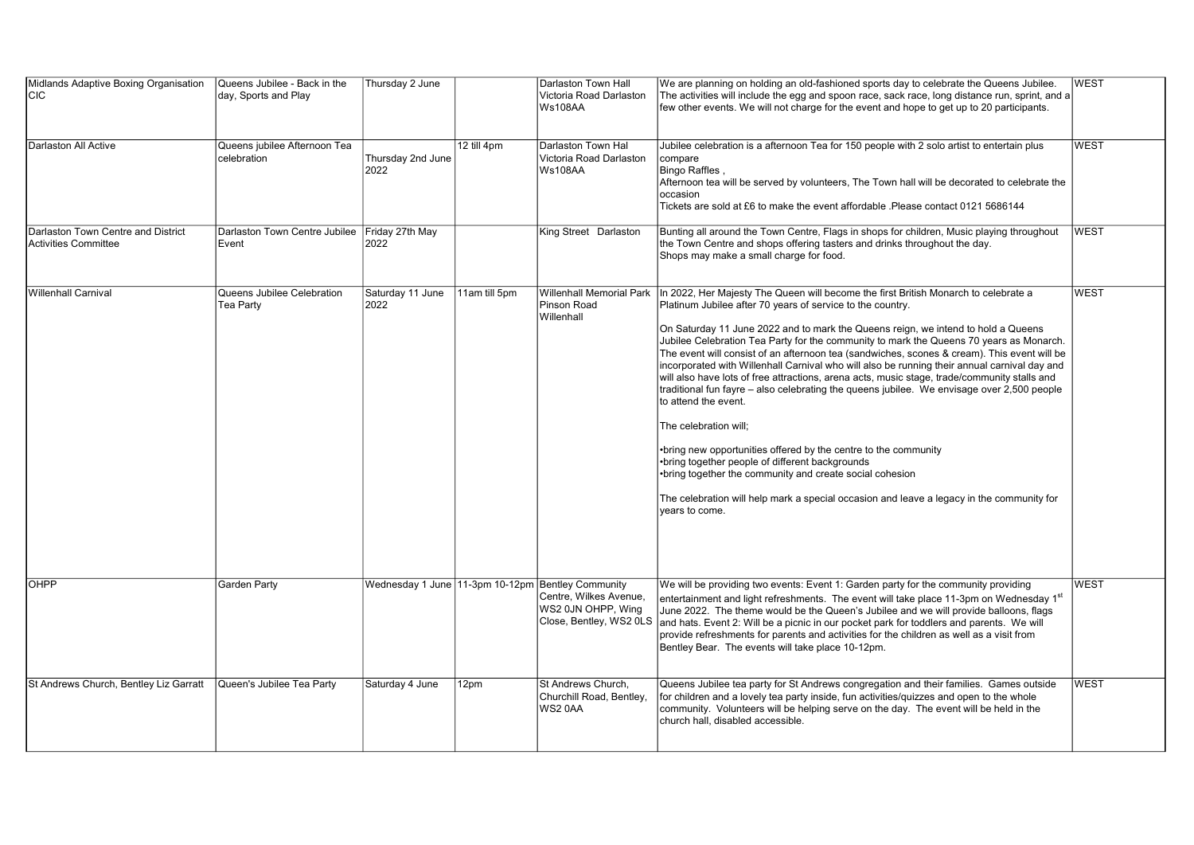| | | | | | | |
|---|---|---|---|---|---|---|
| Midlands Adaptive Boxing Organisation CIC | Queens Jubilee - Back in the day, Sports and Play | Thursday 2 June | | Darlaston Town Hall Victoria Road Darlaston Ws108AA | We are planning on holding an old-fashioned sports day to celebrate the Queens Jubilee. The activities will include the egg and spoon race, sack race, long distance run, sprint, and a few other events. We will not charge for the event and hope to get up to 20 participants. | WEST |
| Darlaston All Active | Queens jubilee Afternoon Tea celebration | Thursday 2nd June 2022 | 12 till 4pm | Darlaston Town Hal Victoria Road Darlaston Ws108AA | Jubilee celebration is a afternoon Tea for 150 people with 2 solo artist to entertain plus compare<br>Bingo Raffles ,<br>Afternoon tea will be served by volunteers, The Town hall will be decorated to celebrate the occasion<br>Tickets are sold at £6 to make the event affordable .Please contact 0121 5686144 | WEST |
| Darlaston Town Centre and District Activities Committee | Darlaston Town Centre Jubilee Event | Friday 27th May 2022 | | King Street Darlaston | Bunting all around the Town Centre, Flags in shops for children, Music playing throughout the Town Centre and shops offering tasters and drinks throughout the day.<br>Shops may make a small charge for food. | WEST |
| Willenhall Carnival | Queens Jubilee Celebration Tea Party | Saturday 11 June 2022 | 11am till 5pm | Willenhall Memorial Park Pinson Road Willenhall | In 2022, Her Majesty The Queen will become the first British Monarch to celebrate a Platinum Jubilee after 70 years of service to the country.<br><br>On Saturday 11 June 2022 and to mark the Queens reign, we intend to hold a Queens Jubilee Celebration Tea Party for the community to mark the Queens 70 years as Monarch. The event will consist of an afternoon tea (sandwiches, scones & cream). This event will be incorporated with Willenhall Carnival who will also be running their annual carnival day and will also have lots of free attractions, arena acts, music stage, trade/community stalls and traditional fun fayre – also celebrating the queens jubilee. We envisage over 2,500 people to attend the event.<br><br>The celebration will;<br><br>•bring new opportunities offered by the centre to the community<br>•bring together people of different backgrounds<br>•bring together the community and create social cohesion<br><br>The celebration will help mark a special occasion and leave a legacy in the community for years to come. | WEST |
| OHPP | Garden Party | Wednesday 1 June | 11-3pm 10-12pm | Bentley Community Centre, Wilkes Avenue, WS2 0JN OHPP, Wing Close, Bentley, WS2 0LS | We will be providing two events: Event 1: Garden party for the community providing entertainment and light refreshments. The event will take place 11-3pm on Wednesday 1st June 2022. The theme would be the Queen's Jubilee and we will provide balloons, flags and hats. Event 2: Will be a picnic in our pocket park for toddlers and parents. We will provide refreshments for parents and activities for the children as well as a visit from Bentley Bear. The events will take place 10-12pm. | WEST |
| St Andrews Church, Bentley Liz Garratt | Queen's Jubilee Tea Party | Saturday 4 June | 12pm | St Andrews Church, Churchill Road, Bentley, WS2 0AA | Queens Jubilee tea party for St Andrews congregation and their families. Games outside for children and a lovely tea party inside, fun activities/quizzes and open to the whole community. Volunteers will be helping serve on the day. The event will be held in the church hall, disabled accessible. | WEST |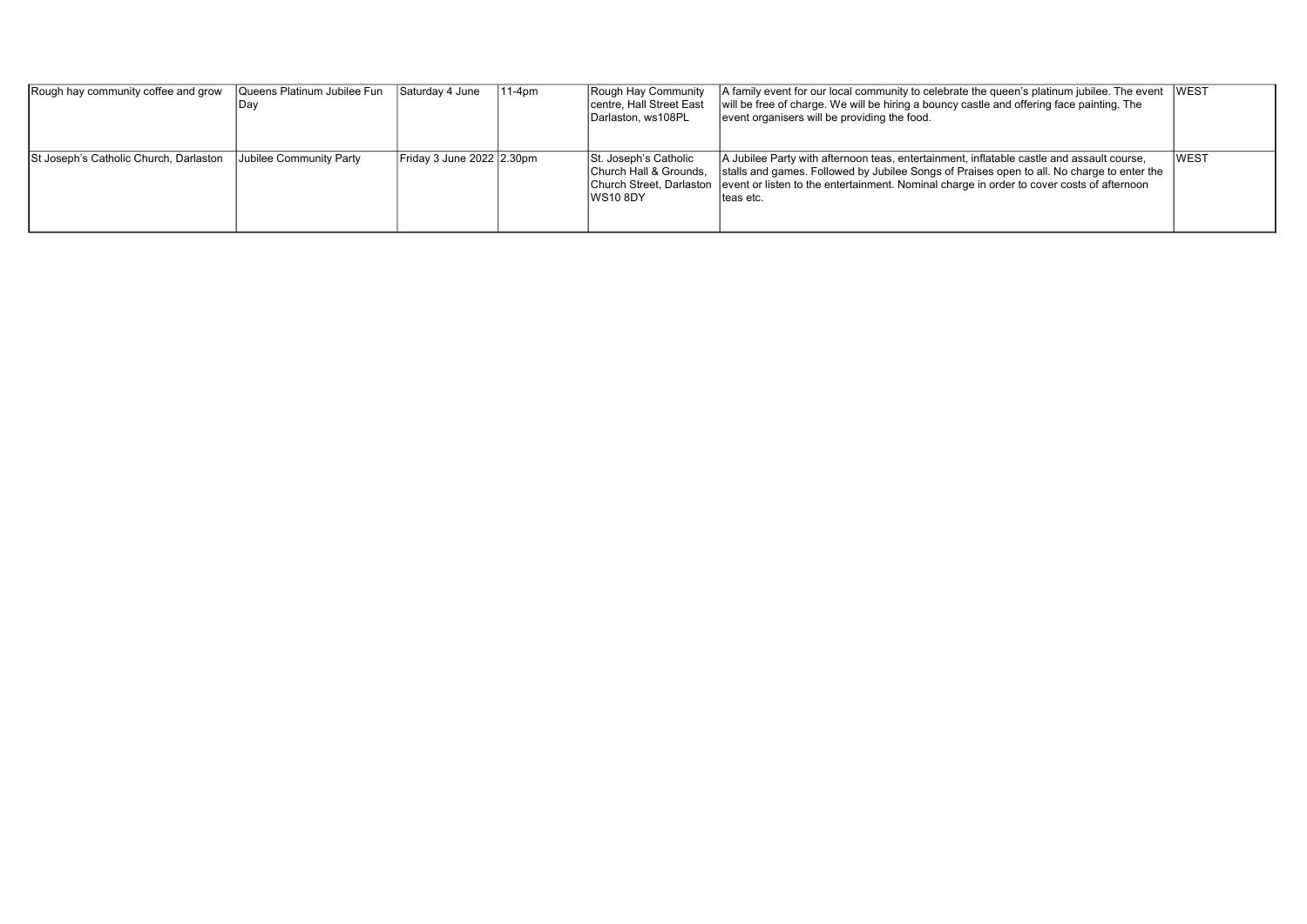| | | | | | | |
|---|---|---|---|---|---|---|
| Rough hay community coffee and grow | Queens Platinum Jubilee Fun Day | Saturday 4 June | 11-4pm | Rough Hay Community centre, Hall Street East Darlaston, ws108PL | A family event for our local community to celebrate the queen's platinum jubilee. The event will be free of charge. We will be hiring a bouncy castle and offering face painting. The event organisers will be providing the food. | WEST |
| St Joseph's Catholic Church, Darlaston | Jubilee Community Party | Friday 3 June 2022 | 2.30pm | St. Joseph's Catholic Church Hall & Grounds, Church Street, Darlaston WS10 8DY | A Jubilee Party with afternoon teas, entertainment, inflatable castle and assault course, stalls and games. Followed by Jubilee Songs of Praises open to all. No charge to enter the event or listen to the entertainment. Nominal charge in order to cover costs of afternoon teas etc. | WEST |